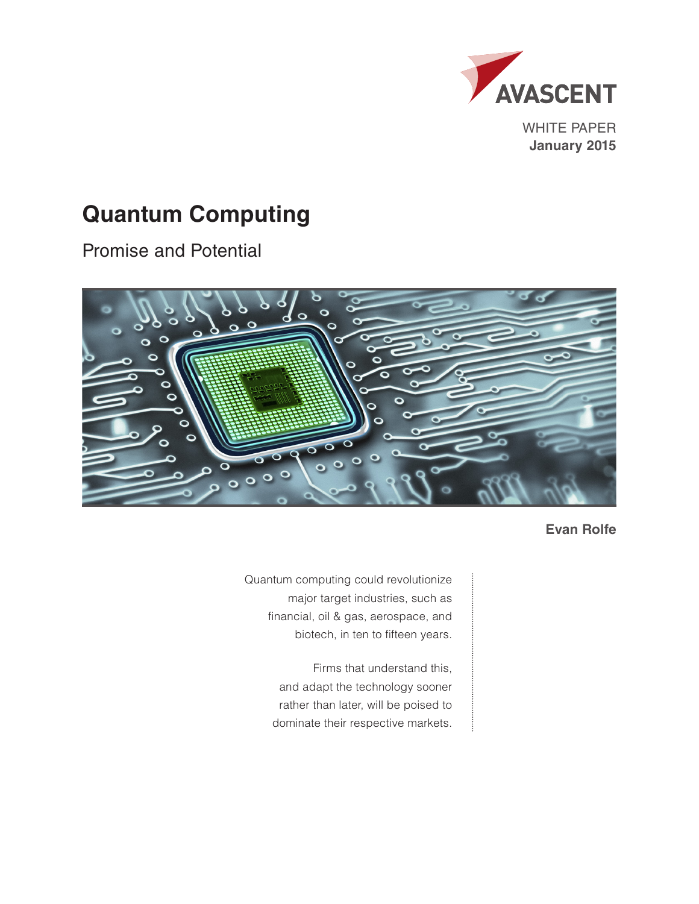AVASCENT

WHITE PAPER
**January 2015**

# Quantum Computing

## Promise and Potential

**Evan Rolfe**

Quantum computing could revolutionize major target industries, such as financial, oil & gas, aerospace, and biotech, in ten to fifteen years.

Firms that understand this, and adapt the technology sooner rather than later, will be poised to dominate their respective markets.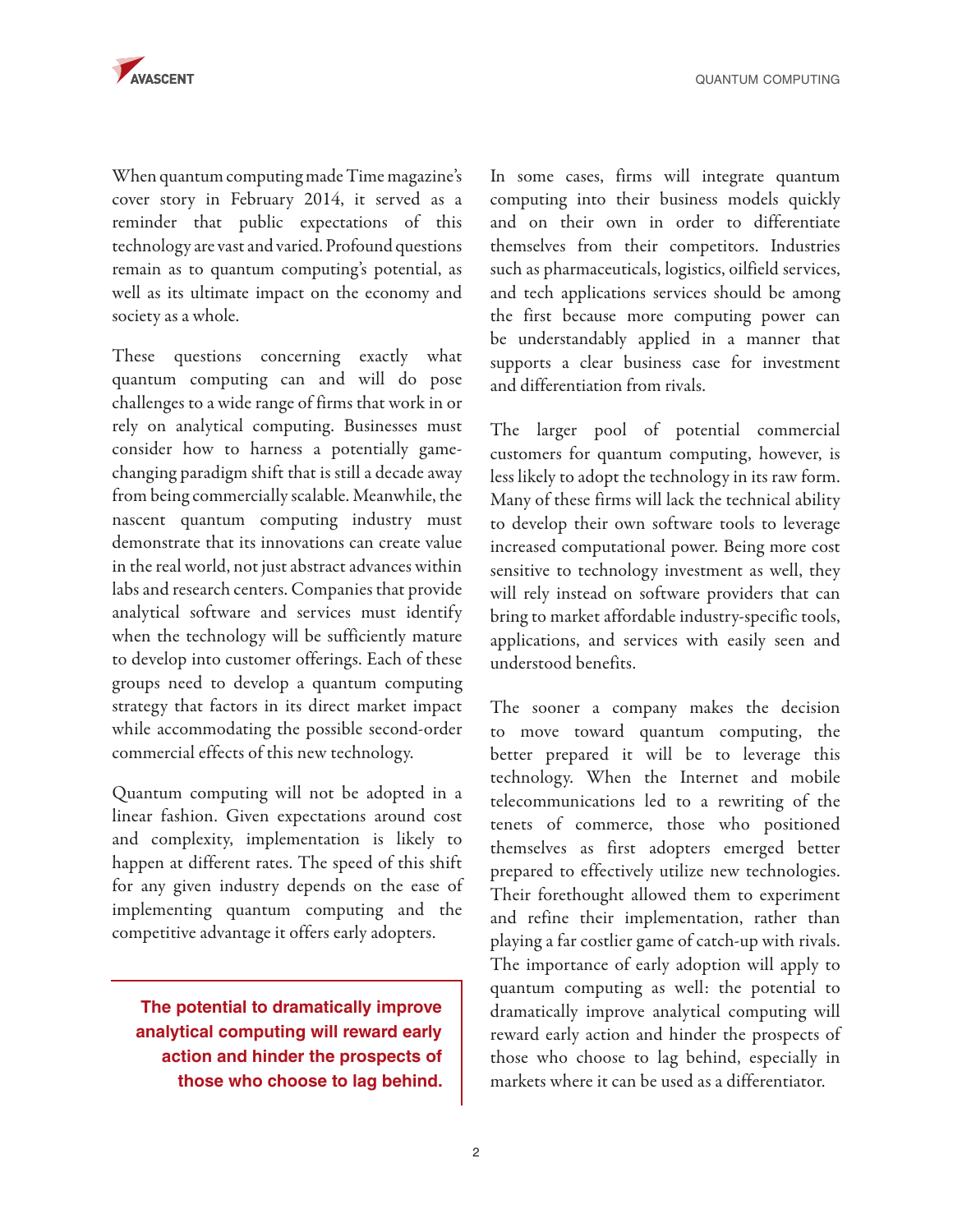When quantum computing made Time magazine's cover story in February 2014, it served as a reminder that public expectations of this technology are vast and varied. Profound questions remain as to quantum computing's potential, as well as its ultimate impact on the economy and society as a whole.

These questions concerning exactly what quantum computing can and will do pose challenges to a wide range of firms that work in or rely on analytical computing. Businesses must consider how to harness a potentially game-changing paradigm shift that is still a decade away from being commercially scalable. Meanwhile, the nascent quantum computing industry must demonstrate that its innovations can create value in the real world, not just abstract advances within labs and research centers. Companies that provide analytical software and services must identify when the technology will be sufficiently mature to develop into customer offerings. Each of these groups need to develop a quantum computing strategy that factors in its direct market impact while accommodating the possible second-order commercial effects of this new technology.

Quantum computing will not be adopted in a linear fashion. Given expectations around cost and complexity, implementation is likely to happen at different rates. The speed of this shift for any given industry depends on the ease of implementing quantum computing and the competitive advantage it offers early adopters.

> **The potential to dramatically improve analytical computing will reward early action and hinder the prospects of those who choose to lag behind.**

In some cases, firms will integrate quantum computing into their business models quickly and on their own in order to differentiate themselves from their competitors. Industries such as pharmaceuticals, logistics, oilfield services, and tech applications services should be among the first because more computing power can be understandably applied in a manner that supports a clear business case for investment and differentiation from rivals.

The larger pool of potential commercial customers for quantum computing, however, is less likely to adopt the technology in its raw form. Many of these firms will lack the technical ability to develop their own software tools to leverage increased computational power. Being more cost sensitive to technology investment as well, they will rely instead on software providers that can bring to market affordable industry-specific tools, applications, and services with easily seen and understood benefits.

The sooner a company makes the decision to move toward quantum computing, the better prepared it will be to leverage this technology. When the Internet and mobile telecommunications led to a rewriting of the tenets of commerce, those who positioned themselves as first adopters emerged better prepared to effectively utilize new technologies. Their forethought allowed them to experiment and refine their implementation, rather than playing a far costlier game of catch-up with rivals. The importance of early adoption will apply to quantum computing as well: the potential to dramatically improve analytical computing will reward early action and hinder the prospects of those who choose to lag behind, especially in markets where it can be used as a differentiator.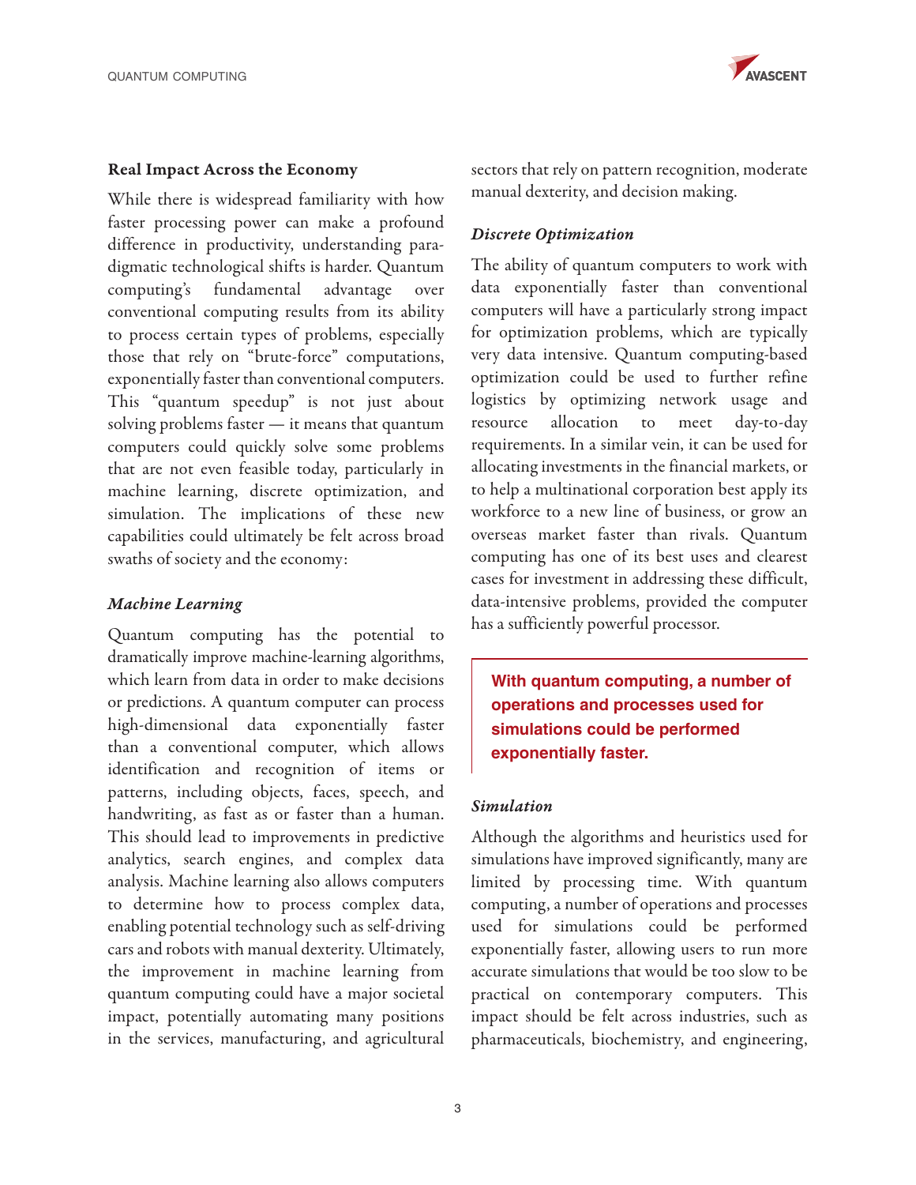## Real Impact Across the Economy

While there is widespread familiarity with how faster processing power can make a profound difference in productivity, understanding paradigmatic technological shifts is harder. Quantum computing's fundamental advantage over conventional computing results from its ability to process certain types of problems, especially those that rely on "brute-force" computations, exponentially faster than conventional computers. This "quantum speedup" is not just about solving problems faster — it means that quantum computers could quickly solve some problems that are not even feasible today, particularly in machine learning, discrete optimization, and simulation. The implications of these new capabilities could ultimately be felt across broad swaths of society and the economy:

### *Machine Learning*

Quantum computing has the potential to dramatically improve machine-learning algorithms, which learn from data in order to make decisions or predictions. A quantum computer can process high-dimensional data exponentially faster than a conventional computer, which allows identification and recognition of items or patterns, including objects, faces, speech, and handwriting, as fast as or faster than a human. This should lead to improvements in predictive analytics, search engines, and complex data analysis. Machine learning also allows computers to determine how to process complex data, enabling potential technology such as self-driving cars and robots with manual dexterity. Ultimately, the improvement in machine learning from quantum computing could have a major societal impact, potentially automating many positions in the services, manufacturing, and agricultural sectors that rely on pattern recognition, moderate manual dexterity, and decision making.

### *Discrete Optimization*

The ability of quantum computers to work with data exponentially faster than conventional computers will have a particularly strong impact for optimization problems, which are typically very data intensive. Quantum computing-based optimization could be used to further refine logistics by optimizing network usage and resource allocation to meet day-to-day requirements. In a similar vein, it can be used for allocating investments in the financial markets, or to help a multinational corporation best apply its workforce to a new line of business, or grow an overseas market faster than rivals. Quantum computing has one of its best uses and clearest cases for investment in addressing these difficult, data-intensive problems, provided the computer has a sufficiently powerful processor.

> **With quantum computing, a number of operations and processes used for simulations could be performed exponentially faster.**

### *Simulation*

Although the algorithms and heuristics used for simulations have improved significantly, many are limited by processing time. With quantum computing, a number of operations and processes used for simulations could be performed exponentially faster, allowing users to run more accurate simulations that would be too slow to be practical on contemporary computers. This impact should be felt across industries, such as pharmaceuticals, biochemistry, and engineering,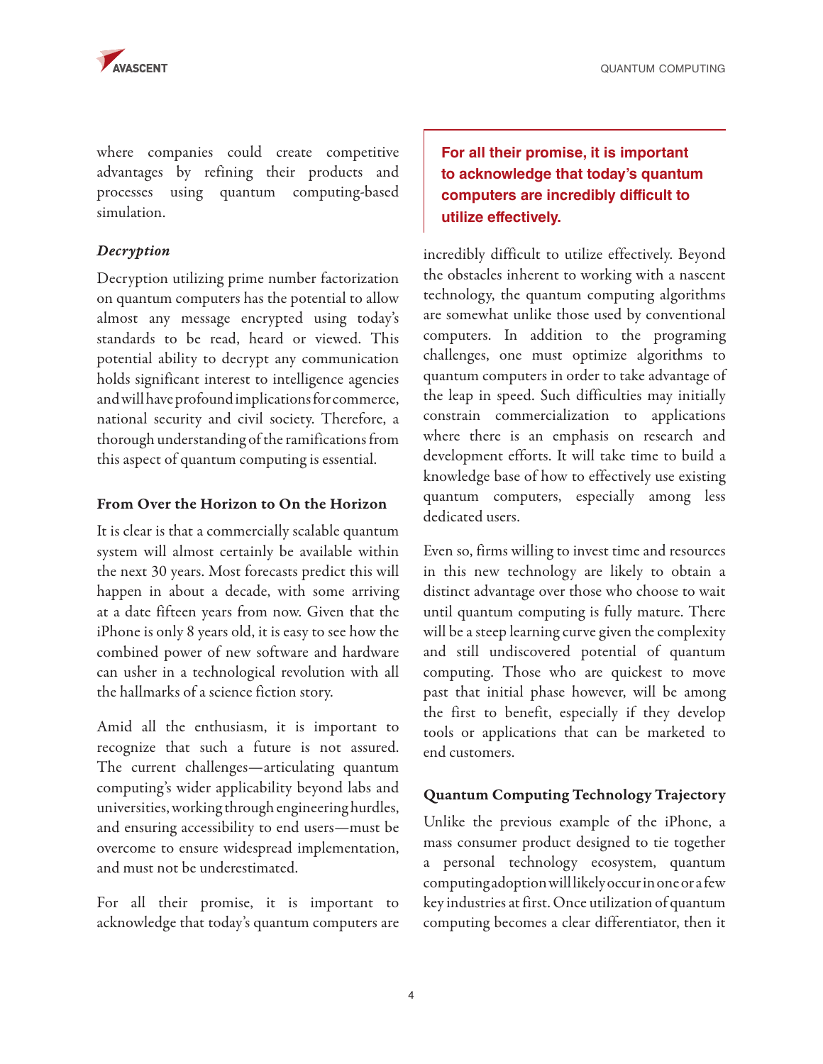where companies could create competitive advantages by refining their products and processes using quantum computing-based simulation.

### *Decryption*

Decryption utilizing prime number factorization on quantum computers has the potential to allow almost any message encrypted using today's standards to be read, heard or viewed. This potential ability to decrypt any communication holds significant interest to intelligence agencies and will have profound implications for commerce, national security and civil society. Therefore, a thorough understanding of the ramifications from this aspect of quantum computing is essential.

## From Over the Horizon to On the Horizon

It is clear is that a commercially scalable quantum system will almost certainly be available within the next 30 years. Most forecasts predict this will happen in about a decade, with some arriving at a date fifteen years from now. Given that the iPhone is only 8 years old, it is easy to see how the combined power of new software and hardware can usher in a technological revolution with all the hallmarks of a science fiction story.

Amid all the enthusiasm, it is important to recognize that such a future is not assured. The current challenges—articulating quantum computing's wider applicability beyond labs and universities, working through engineering hurdles, and ensuring accessibility to end users—must be overcome to ensure widespread implementation, and must not be underestimated.

For all their promise, it is important to acknowledge that today's quantum computers are incredibly difficult to utilize effectively. Beyond the obstacles inherent to working with a nascent technology, the quantum computing algorithms are somewhat unlike those used by conventional computers. In addition to the programing challenges, one must optimize algorithms to quantum computers in order to take advantage of the leap in speed. Such difficulties may initially constrain commercialization to applications where there is an emphasis on research and development efforts. It will take time to build a knowledge base of how to effectively use existing quantum computers, especially among less dedicated users.

> **For all their promise, it is important to acknowledge that today's quantum computers are incredibly difficult to utilize effectively.**

Even so, firms willing to invest time and resources in this new technology are likely to obtain a distinct advantage over those who choose to wait until quantum computing is fully mature. There will be a steep learning curve given the complexity and still undiscovered potential of quantum computing. Those who are quickest to move past that initial phase however, will be among the first to benefit, especially if they develop tools or applications that can be marketed to end customers.

## Quantum Computing Technology Trajectory

Unlike the previous example of the iPhone, a mass consumer product designed to tie together a personal technology ecosystem, quantum computing adoption will likely occur in one or a few key industries at first. Once utilization of quantum computing becomes a clear differentiator, then it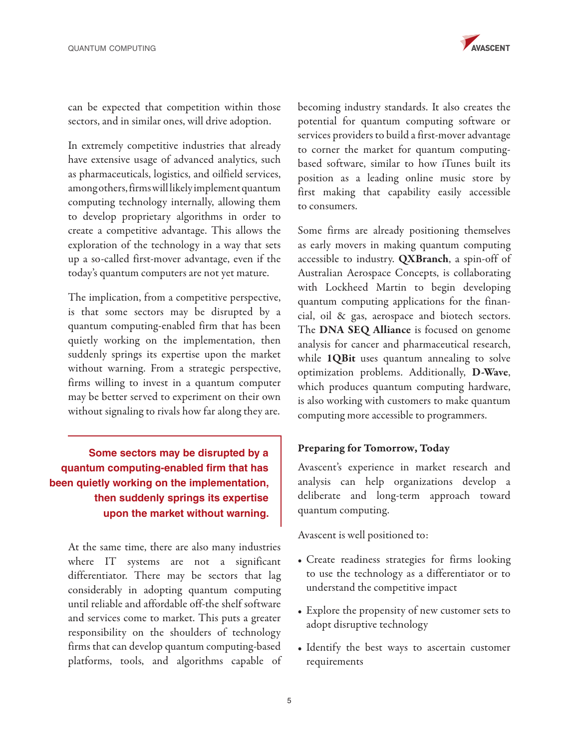can be expected that competition within those sectors, and in similar ones, will drive adoption.

In extremely competitive industries that already have extensive usage of advanced analytics, such as pharmaceuticals, logistics, and oilfield services, among others, firms will likely implement quantum computing technology internally, allowing them to develop proprietary algorithms in order to create a competitive advantage. This allows the exploration of the technology in a way that sets up a so-called first-mover advantage, even if the today's quantum computers are not yet mature.

The implication, from a competitive perspective, is that some sectors may be disrupted by a quantum computing-enabled firm that has been quietly working on the implementation, then suddenly springs its expertise upon the market without warning. From a strategic perspective, firms willing to invest in a quantum computer may be better served to experiment on their own without signaling to rivals how far along they are.

> **Some sectors may be disrupted by a quantum computing-enabled firm that has been quietly working on the implementation, then suddenly springs its expertise upon the market without warning.**

At the same time, there are also many industries where IT systems are not a significant differentiator. There may be sectors that lag considerably in adopting quantum computing until reliable and affordable off-the shelf software and services come to market. This puts a greater responsibility on the shoulders of technology firms that can develop quantum computing-based platforms, tools, and algorithms capable of becoming industry standards. It also creates the potential for quantum computing software or services providers to build a first-mover advantage to corner the market for quantum computing-based software, similar to how iTunes built its position as a leading online music store by first making that capability easily accessible to consumers.

Some firms are already positioning themselves as early movers in making quantum computing accessible to industry. **QXBranch**, a spin-off of Australian Aerospace Concepts, is collaborating with Lockheed Martin to begin developing quantum computing applications for the financial, oil & gas, aerospace and biotech sectors. The **DNA SEQ Alliance** is focused on genome analysis for cancer and pharmaceutical research, while **1QBit** uses quantum annealing to solve optimization problems. Additionally, **D-Wave**, which produces quantum computing hardware, is also working with customers to make quantum computing more accessible to programmers.

### Preparing for Tomorrow, Today

Avascent's experience in market research and analysis can help organizations develop a deliberate and long-term approach toward quantum computing.

Avascent is well positioned to:

- Create readiness strategies for firms looking to use the technology as a differentiator or to understand the competitive impact
- Explore the propensity of new customer sets to adopt disruptive technology
- Identify the best ways to ascertain customer requirements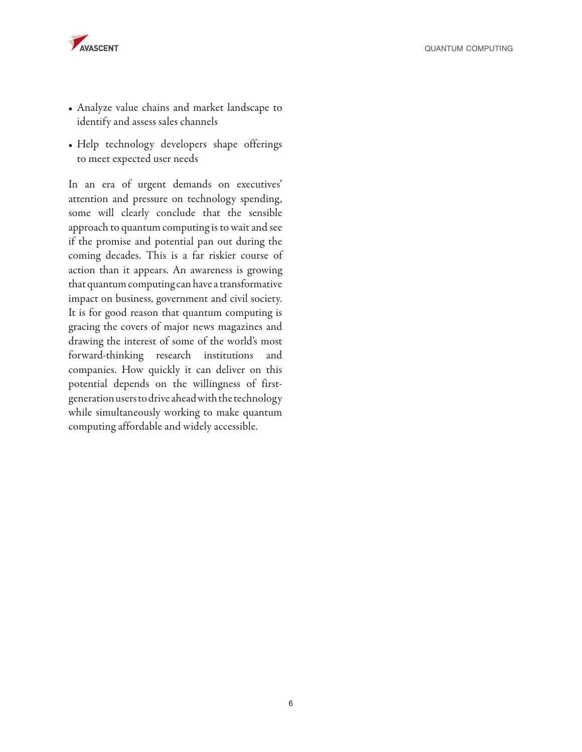- Analyze value chains and market landscape to identify and assess sales channels
- Help technology developers shape offerings to meet expected user needs

In an era of urgent demands on executives' attention and pressure on technology spending, some will clearly conclude that the sensible approach to quantum computing is to wait and see if the promise and potential pan out during the coming decades. This is a far riskier course of action than it appears. An awareness is growing that quantum computing can have a transformative impact on business, government and civil society. It is for good reason that quantum computing is gracing the covers of major news magazines and drawing the interest of some of the world's most forward-thinking research institutions and companies. How quickly it can deliver on this potential depends on the willingness of first-generation users to drive ahead with the technology while simultaneously working to make quantum computing affordable and widely accessible.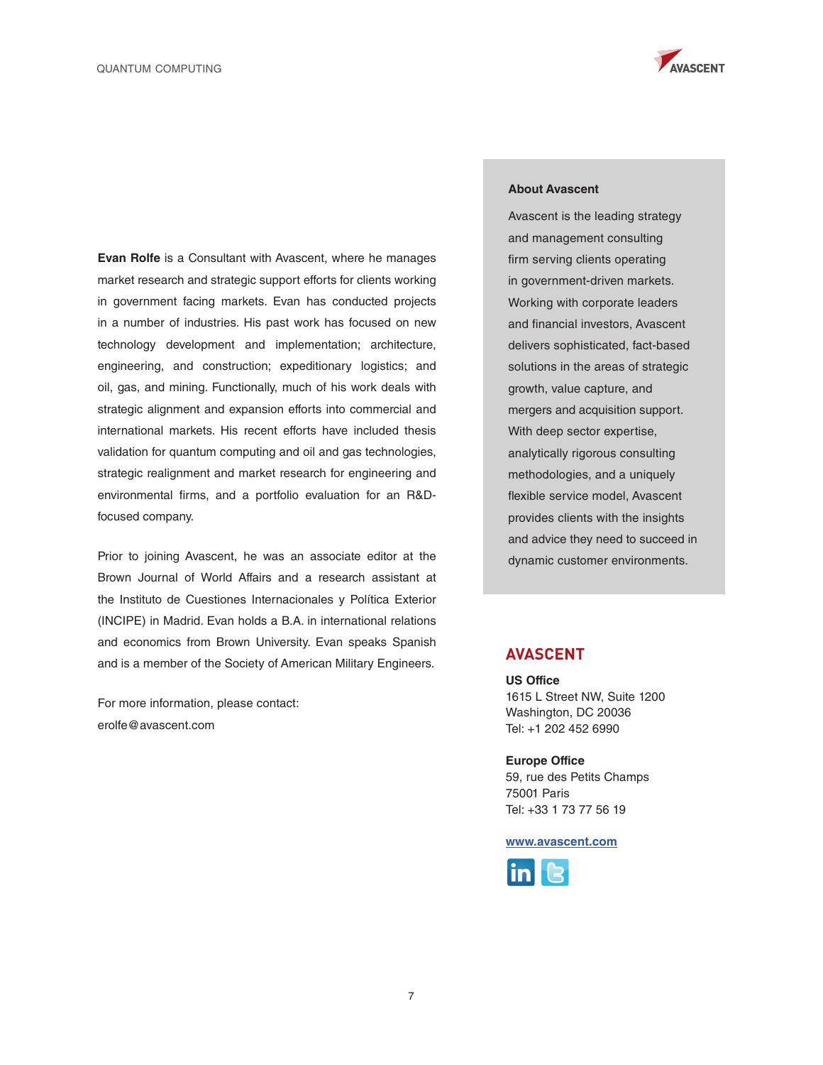**Evan Rolfe** is a Consultant with Avascent, where he manages market research and strategic support efforts for clients working in government facing markets. Evan has conducted projects in a number of industries. His past work has focused on new technology development and implementation; architecture, engineering, and construction; expeditionary logistics; and oil, gas, and mining. Functionally, much of his work deals with strategic alignment and expansion efforts into commercial and international markets. His recent efforts have included thesis validation for quantum computing and oil and gas technologies, strategic realignment and market research for engineering and environmental firms, and a portfolio evaluation for an R&D-focused company.

Prior to joining Avascent, he was an associate editor at the Brown Journal of World Affairs and a research assistant at the Instituto de Cuestiones Internacionales y Política Exterior (INCIPE) in Madrid. Evan holds a B.A. in international relations and economics from Brown University. Evan speaks Spanish and is a member of the Society of American Military Engineers.

For more information, please contact:
erolfe@avascent.com

**About Avascent**

Avascent is the leading strategy and management consulting firm serving clients operating in government-driven markets. Working with corporate leaders and financial investors, Avascent delivers sophisticated, fact-based solutions in the areas of strategic growth, value capture, and mergers and acquisition support. With deep sector expertise, analytically rigorous consulting methodologies, and a uniquely flexible service model, Avascent provides clients with the insights and advice they need to succeed in dynamic customer environments.

## AVASCENT

**US Office**
1615 L Street NW, Suite 1200
Washington, DC 20036
Tel: +1 202 452 6990

**Europe Office**
59, rue des Petits Champs
75001 Paris
Tel: +33 1 73 77 56 19

www.avascent.com